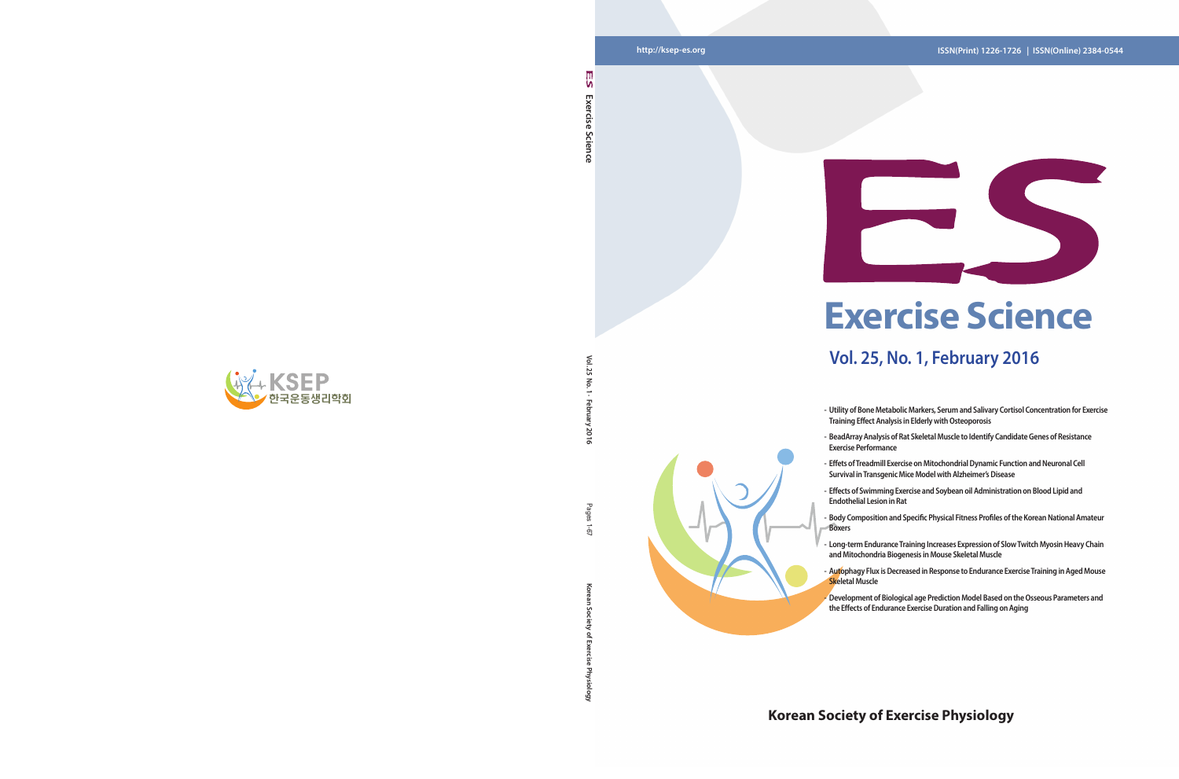http://ksep-es.org

ISSN(Print) 1226-1726 | ISSN(Online) 2384-0544

# ES

# Exercise Science

## Vol. 25, No. 1, February 2016

- Utility of Bone Metabolic Markers, Serum and Salivary Cortisol Concentration for Exercise Training Effect Analysis in Elderly with Osteoporosis
- BeadArray Analysis of Rat Skeletal Muscle to Identify Candidate Genes of Resistance Exercise Performance
- Effets of Treadmill Exercise on Mitochondrial Dynamic Function and Neuronal Cell Survival in Transgenic Mice Model with Alzheimer's Disease
- Effects of Swimming Exercise and Soybean oil Administration on Blood Lipid and Endothelial Lesion in Rat
- Body Composition and Specific Physical Fitness Profiles of the Korean National Amateur Boxers
- Long-term Endurance Training Increases Expression of Slow Twitch Myosin Heavy Chain and Mitochondria Biogenesis in Mouse Skeletal Muscle
- Autophagy Flux is Decreased in Response to Endurance Exercise Training in Aged Mouse Skeletal Muscle
- Development of Biological age Prediction Model Based on the Osseous Parameters and the Effects of Endurance Exercise Duration and Falling on Aging

**Korean Society of Exercise Physiology**

ES Exercise Science

Vol.25 No.1 · February 2016

Pages 1-67

Korean Society of Exercise Physiology

KSEP 한국운동생리학회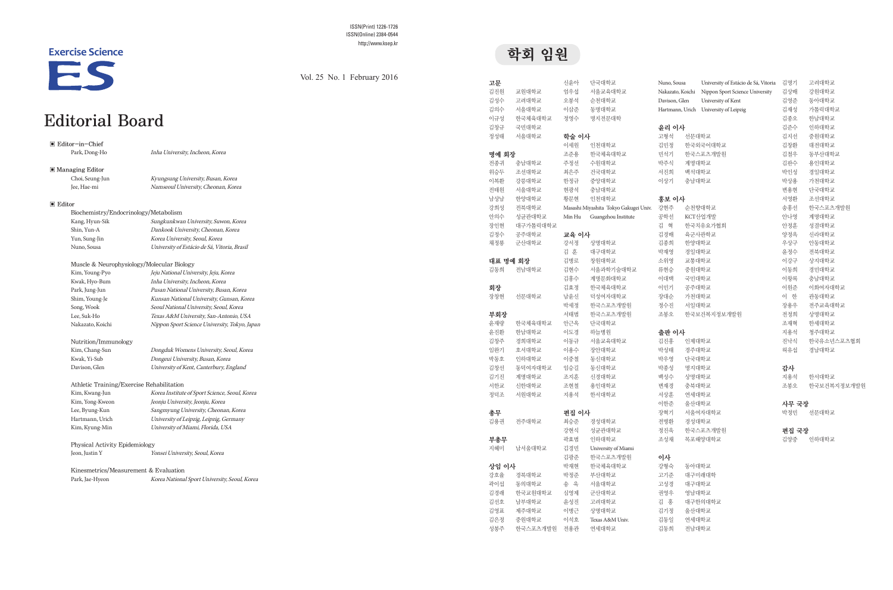ISSN(Print) 1226-1726
ISSN(Online) 2384-0544
http://www.ksep.kr

Exercise Science

Vol. 25 No. 1 February 2016

# Editorial Board

■ Editor–in–Chief

| | |
|---|---|
| Park, Dong-Ho | *Inha University, Incheon, Korea* |

■ Managing Editor

| | |
|---|---|
| Choi, Seung-Jun | *Kyungsung University, Busan, Korea* |
| Jee, Hae-mi | *Namseoul University, Cheonan, Korea* |

■ Editor

Biochemistry/Endocrinology/Metabolism

| | |
|---|---|
| Kang, Hyun-Sik | *Sungkunkwan University, Suwon, Korea* |
| Shin, Yun-A | *Dankook University, Cheonan, Korea* |
| Yun, Sung-Jin | *Korea University, Seoul, Korea* |
| Nuno, Sousa | *University of Estácio de Sá, Vitoria, Brasil* |

Muscle & Neurophysiology/Molecular Biology

| | |
|---|---|
| Kim, Young-Pyo | *Jeju National University, Jeju, Korea* |
| Kwak, Hyo-Bum | *Inha University, Incheon, Korea* |
| Park, Jung-Jun | *Pusan National University, Busan, Korea* |
| Shim, Young-Je | *Kunsan National University, Gunsan, Korea* |
| Song, Wook | *Seoul National University, Seoul, Korea* |
| Lee, Suk-Ho | *Texas A&M University, San-Antonio, USA* |
| Nakazato, Koichi | *Nippon Sport Science University, Tokyo, Japan* |

Nutrition/Immunology

| | |
|---|---|
| Kim, Chang-Sun | *Dongduk Womens University, Seoul, Korea* |
| Kwak, Yi-Sub | *Dongeui University, Busan, Korea* |
| Davison, Glen | *University of Kent, Canterbury, England* |

Athletic Training/Exercise Rehabilitation

| | |
|---|---|
| Kim, Kwang-Jun | *Korea Institute of Sport Science, Seoul, Korea* |
| Kim, Yong-Kweon | *Jeonju University, Jeonju, Korea* |
| Lee, Byung-Kun | *Sangmyung University, Cheonan, Korea* |
| Hartmann, Urich | *University of Leipzig, Leipzig, Germany* |
| Kim, Kyung-Min | *University of Miami, Florida, USA* |

Physical Activity Epidemiology

| | |
|---|---|
| Jeon, Justin Y | *Yonsei University, Seoul, Korea* |

Kinesmetrics/Measurement & Evaluation

| | |
|---|---|
| Park, Jae-Hyeon | *Korea National Sport University, Seoul, Korea* |

# 학회 임원

**고문**

| | |
|---|---|
| 김진원 | 교원대학교 |
| 김성수 | 고려대학교 |
| 김의수 | 서울대학교 |
| 이규성 | 한국체육대학교 |
| 김창규 | 국민대학교 |
| 정성태 | 서울대학교 |

**명예 회장**

| | |
|---|---|
| 전종귀 | 충남대학교 |
| 위승두 | 조선대학교 |
| 이복환 | 강릉대학교 |
| 전태원 | 서울대학교 |
| 남상남 | 한양대학교 |
| 강희성 | 전북대학교 |
| 안의수 | 성균관대학교 |
| 장인현 | 대구가톨릭대학교 |
| 김정수 | 공주대학교 |
| 채정룡 | 군산대학교 |

**대표 명예 회장**

| | |
|---|---|
| 김동희 | 전남대학교 |

**회장**

| | |
|---|---|
| 장창현 | 선문대학교 |

**부회장**

| | |
|---|---|
| 윤재량 | 한국체육대학교 |
| 유진환 | 한남대학교 |
| 김창주 | 경희대학교 |
| 임완기 | 호서대학교 |
| 박동호 | 인하대학교 |
| 김창선 | 동덕여자대학교 |
| 김기진 | 계명대학교 |
| 서한교 | 신한대학교 |
| 정덕조 | 서원대학교 |

**총무**

| | |
|---|---|
| 김용권 | 전주대학교 |

**부총무**

| | |
|---|---|
| 지혜미 | 남서울대학교 |

**상임 이사**

| | |
|---|---|
| 강호율 | 경북대학교 |
| 곽이섭 | 동의대학교 |
| 김경래 | 한국교원대학교 |
| 김선호 | 남부대학교 |
| 김영표 | 제주대학교 |
| 김은정 | 중원대학교 |
| 성봉주 | 한국스포츠개발원 |
| 신윤아 | 단국대학교 |
| 엄우섭 | 서울교육대학교 |
| 오봉석 | 순천대학교 |
| 이삼준 | 동명대학교 |
| 정영수 | 명지전문대학 |

**학술 이사**

| | |
|---|---|
| 이세원 | 인천대학교 |
| 조준용 | 한국체육대학교 |
| 주정선 | 수원대학교 |
| 최은주 | 건국대학교 |
| 한정규 | 중앙대학교 |
| 현광석 | 충남대학교 |
| 황문현 | 인천대학교 |
| Masashi Miyashita | Tokyo Gakugei Univ. |
| Min Hu | Guangzhou Institute |

**교육 이사**

| | |
|---|---|
| 강서정 | 상명대학교 |
| 김 훈 | 대구대학교 |
| 김병로 | 창원대학교 |
| 김현수 | 서울과학기술대학교 |
| 김홍수 | 계명문화대학교 |
| 김효정 | 한국체육대학교 |
| 남윤신 | 덕성여자대학교 |
| 박세정 | 한국스포츠개발원 |
| 서태범 | 한국스포츠개발원 |
| 안근옥 | 단국대학교 |
| 이도경 | 하늘병원 |
| 이동규 | 서울교육대학교 |
| 이용수 | 장안대학교 |
| 이중철 | 동신대학교 |
| 임승길 | 동신대학교 |
| 조지훈 | 신경대학교 |
| 조현철 | 용인대학교 |
| 지용석 | 한서대학교 |

**편집 이사**

| | |
|---|---|
| 최승준 | 경성대학교 |
| 강현식 | 성균관대학교 |
| 곽효범 | 인하대학교 |
| 김경민 | University of Miami |
| 김광준 | 한국스포츠개발원 |
| 박재현 | 한국체육대학교 |
| 박정준 | 부산대학교 |
| 송 욱 | 서울대학교 |
| 심영제 | 군산대학교 |
| 윤성진 | 고려대학교 |
| 이병근 | 상명대학교 |
| 이석호 | Texas A&M Univ. |
| 전용관 | 연세대학교 |
| Nuno, Sousa | University of Estácio de Sá, Vitoria |
| Nakazato, Koichi | Nippon Sport Science University |
| Davison, Glen | University of Kent |
| Hartmann, Urich | University of Leipzig |

**윤리 이사**

| | |
|---|---|
| 고형식 | 선문대학교 |
| 김민정 | 한국외국어대학교 |
| 민석기 | 한국스포츠개발원 |
| 박주식 | 계명대학교 |
| 서지희 | 백석대학교 |
| 이상기 | 충남대학교 |

**홍보 이사**

| | |
|---|---|
| 강현주 | 순천향대학교 |
| 공학선 | KCT산업개발 |
| 김 혁 | 한국치유요가협회 |
| 김경배 | 육군사관학교 |
| 김종희 | 한양대학교 |
| 박재영 | 경일대학교 |
| 소위영 | 교통대학교 |
| 류현승 | 중원대학교 |
| 이대택 | 국민대학교 |
| 이민기 | 공주대학교 |
| 장대순 | 가천대학교 |
| 정수진 | 서일대학교 |
| 조봉오 | 한국보건복지정보개발원 |

**출판 이사**

| | |
|---|---|
| 김진홍 | 인제대학교 |
| 박성태 | 경주대학교 |
| 박우영 | 단국대학교 |
| 박종성 | 명지대학교 |
| 백성수 | 상명대학교 |
| 변재경 | 충북대학교 |
| 서상훈 | 연세대학교 |
| 이현준 | 울산대학교 |
| 장혁기 | 서울여자대학교 |
| 전병환 | 경성대학교 |
| 정진욱 | 한국스포츠개발원 |
| 조성채 | 목포해양대학교 |

**이사**

| | |
|---|---|
| 강형숙 | 동아대학교 |
| 고기준 | 대구미래대학 |
| 고성경 | 대구대학교 |
| 권영우 | 영남대학교 |
| 김 홍 | 대구한의대학교 |
| 김기정 | 울산대학교 |
| 김동일 | 연세대학교 |
| 김동희 | 전남대학교 |
| 김명기 | 고려대학교 |
| 김상배 | 강원대학교 |
| 김영준 | 동아대학교 |
| 김재성 | 가톨릭대학교 |
| 김종오 | 한남대학교 |
| 김준수 | 인하대학교 |
| 김지선 | 중원대학교 |
| 김창환 | 대전대학교 |
| 김철우 | 동부산대학교 |
| 김판수 | 용인대학교 |
| 박인성 | 경일대학교 |
| 박상용 | 가천대학교 |
| 변용현 | 단국대학교 |
| 서영환 | 조선대학교 |
| 송홍선 | 한국스포츠개발원 |
| 안나영 | 계명대학교 |
| 안정훈 | 성결대학교 |
| 양정옥 | 신라대학교 |
| 우상구 | 안동대학교 |
| 윤정수 | 전북대학교 |
| 이강구 | 상지대학교 |
| 이동희 | 경민대학교 |
| 이왕록 | 충남대학교 |
| 이원준 | 이화여자대학교 |
| 이 한 | 관동대학교 |
| 장용우 | 전주교육대학교 |
| 전정희 | 상명대학교 |
| 조재혁 | 한세대학교 |
| 지용석 | 청주대학교 |
| 진낙식 | 한국유소년스포츠협회 |
| 허유섭 | 경남대학교 |

**감사**

| | |
|---|---|
| 지용석 | 한서대학교 |
| 조봉오 | 한국보건복지정보개발원 |

**사무 국장**

| | |
|---|---|
| 박정민 | 선문대학교 |

**편집 국장**

| | |
|---|---|
| 김양중 | 인하대학교 |